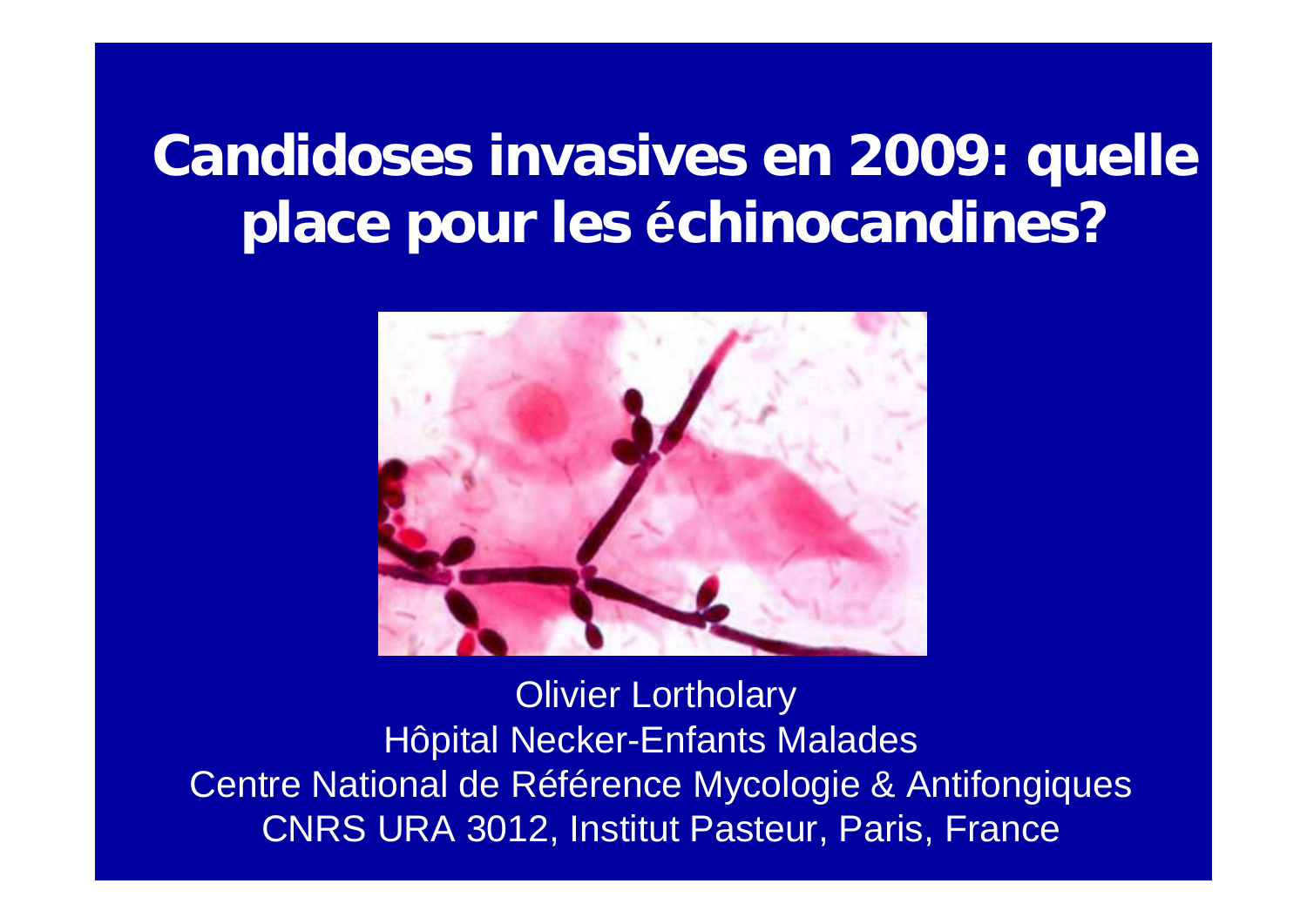# Candidoses invasives en 2009: quelle place pour les échinocandines?

Olivier Lortholary
Hôpital Necker-Enfants Malades
Centre National de Référence Mycologie & Antifongiques
CNRS URA 3012, Institut Pasteur, Paris, France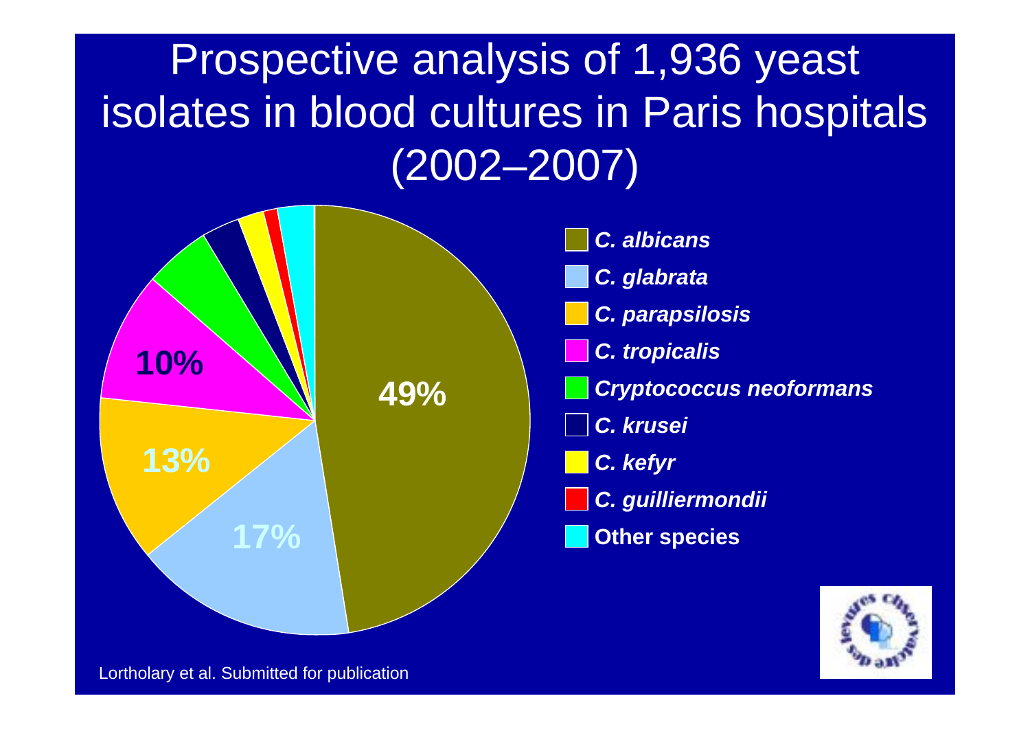# Prospective analysis of 1,936 yeast isolates in blood cultures in Paris hospitals (2002–2007)

- ***C. albicans*** — 49%
- ***C. glabrata*** — 17%
- ***C. parapsilosis*** — 13%
- ***C. tropicalis*** — 10%
- ***Cryptococcus neoformans***
- ***C. krusei***
- ***C. kefyr***
- ***C. guilliermondii***
- **Other species**

Lortholary et al. Submitted for publication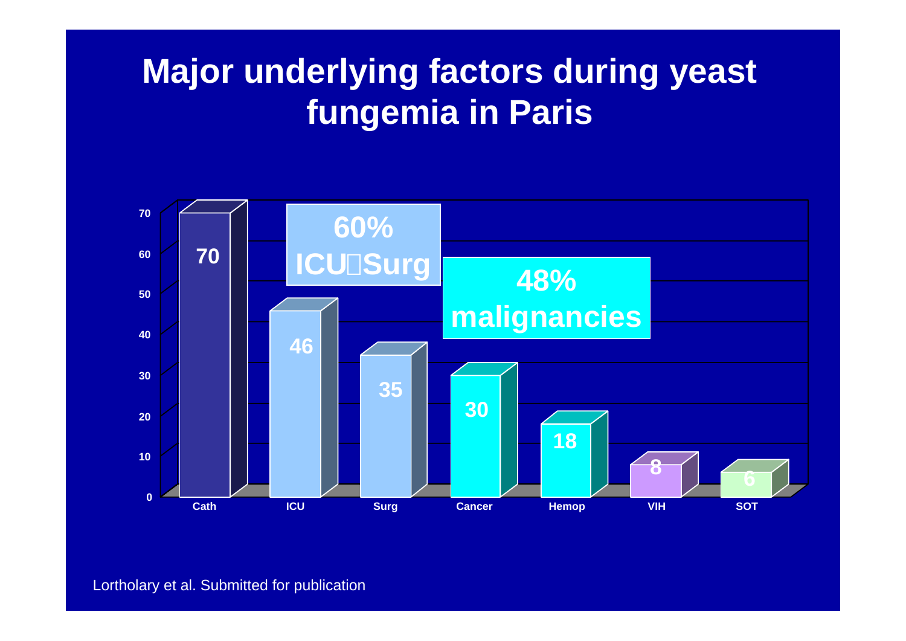# Major underlying factors during yeast fungemia in Paris

| Factor | Value |
|---|---|
| Cath | 70 |
| ICU | 46 |
| Surg | 35 |
| Cancer | 30 |
| Hemop | 18 |
| VIH | 8 |
| SOT | 6 |

60% ICUSurg

48% malignancies

Lortholary et al. Submitted for publication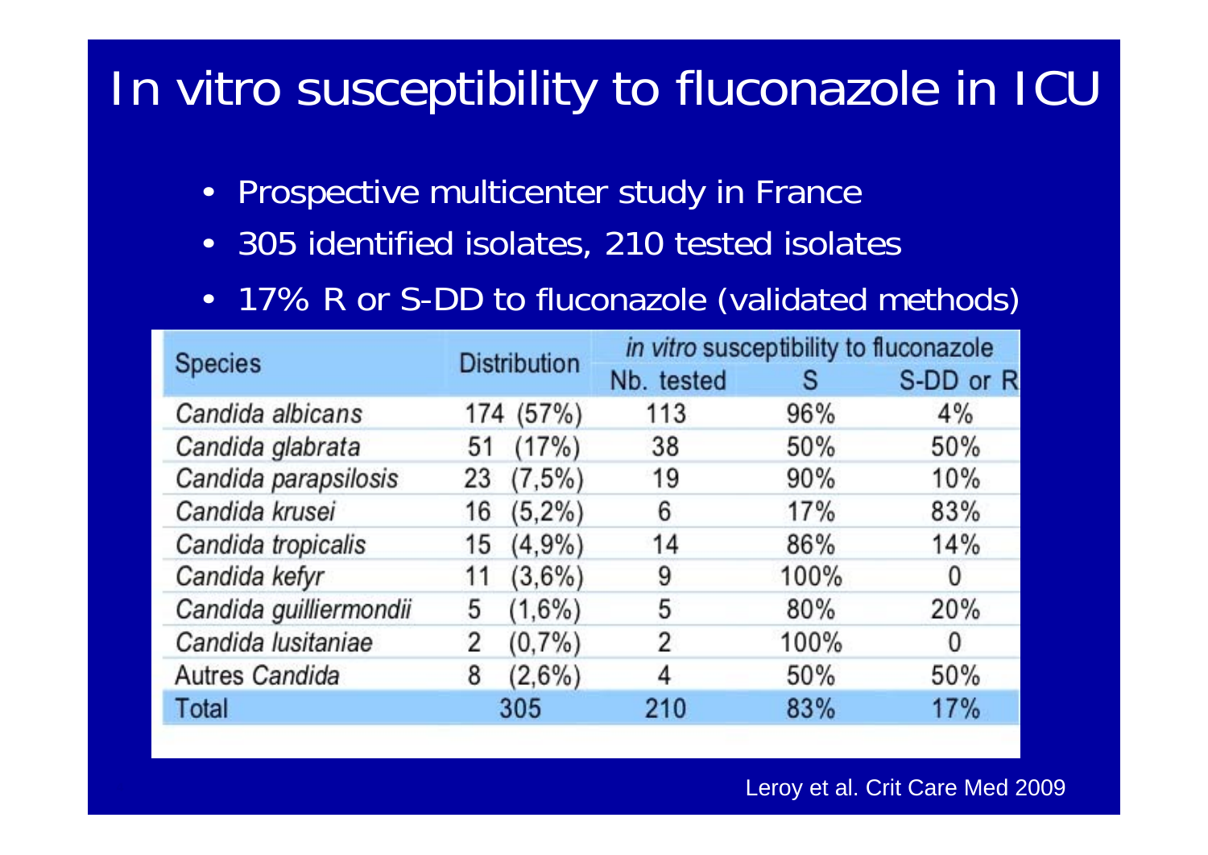# In vitro susceptibility to fluconazole in ICU

- Prospective multicenter study in France
- 305 identified isolates, 210 tested isolates
- 17% R or S-DD to fluconazole (validated methods)

| Species | Distribution | *in vitro* susceptibility to fluconazole | | |
|---|---|---|---|---|
| | | Nb. tested | S | S-DD or R |
| *Candida albicans* | 174 (57%) | 113 | 96% | 4% |
| *Candida glabrata* | 51 (17%) | 38 | 50% | 50% |
| *Candida parapsilosis* | 23 (7,5%) | 19 | 90% | 10% |
| *Candida krusei* | 16 (5,2%) | 6 | 17% | 83% |
| *Candida tropicalis* | 15 (4,9%) | 14 | 86% | 14% |
| *Candida kefyr* | 11 (3,6%) | 9 | 100% | 0 |
| *Candida guilliermondii* | 5 (1,6%) | 5 | 80% | 20% |
| *Candida lusitaniae* | 2 (0,7%) | 2 | 100% | 0 |
| Autres *Candida* | 8 (2,6%) | 4 | 50% | 50% |
| Total | 305 | 210 | 83% | 17% |

Leroy et al. Crit Care Med 2009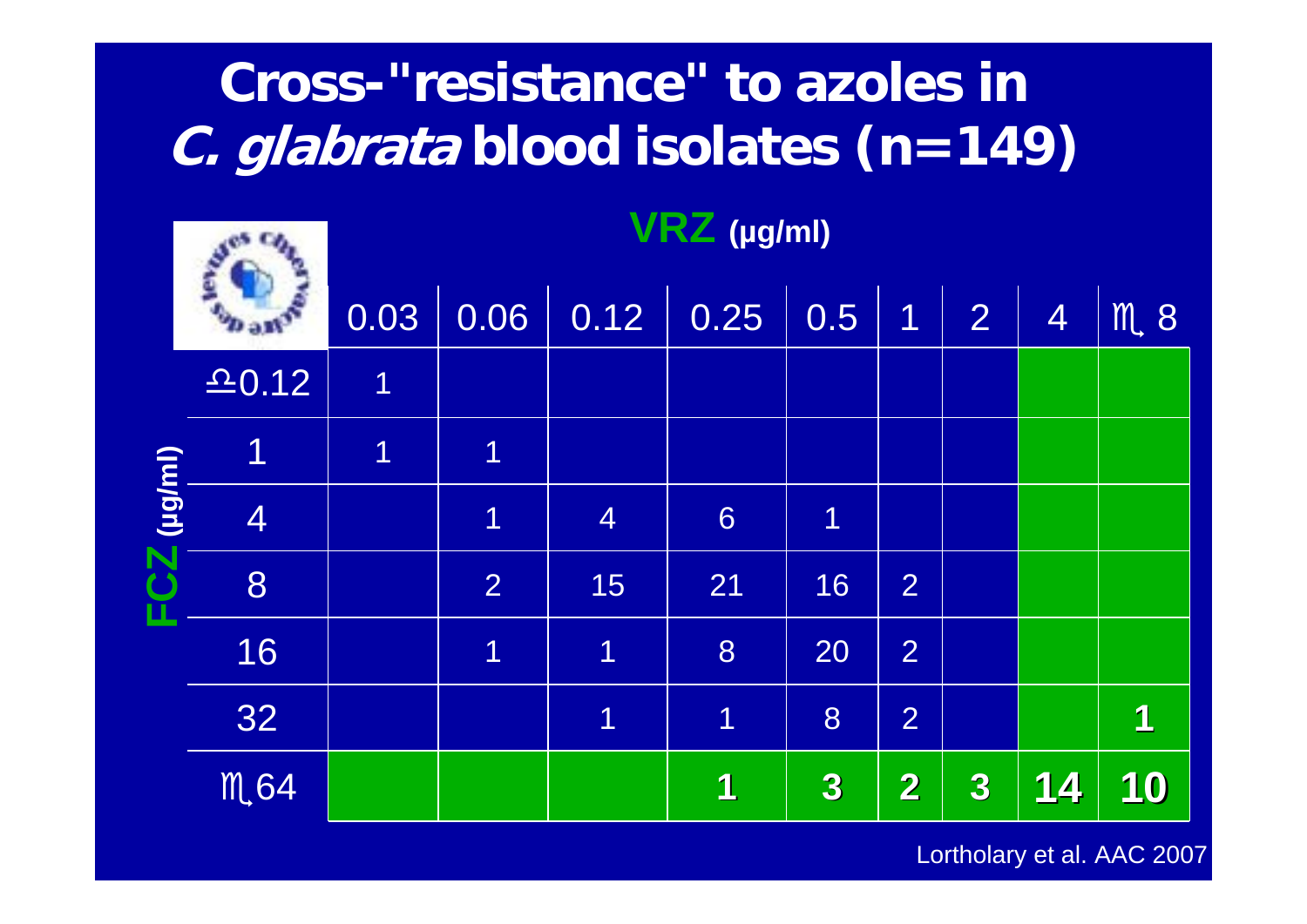# Cross-"resistance" to azoles in *C. glabrata* blood isolates (n=149)

| FCZ (µg/ml) \ VRZ (µg/ml) | 0.03 | 0.06 | 0.12 | 0.25 | 0.5 | 1 | 2 | 4 | ≥ 8 |
|---|---|---|---|---|---|---|---|---|---|
| ≤0.12 | 1 | | | | | | | | |
| 1 | 1 | 1 | | | | | | | |
| 4 | | 1 | 4 | 6 | 1 | | | | |
| 8 | | 2 | 15 | 21 | 16 | 2 | | | |
| 16 | | 1 | 1 | 8 | 20 | 2 | | | |
| 32 | | | 1 | 1 | 8 | 2 | | | **1** |
| ≥64 | | | | **1** | **3** | **2** | **3** | **14** | **10** |

Lortholary et al. AAC 2007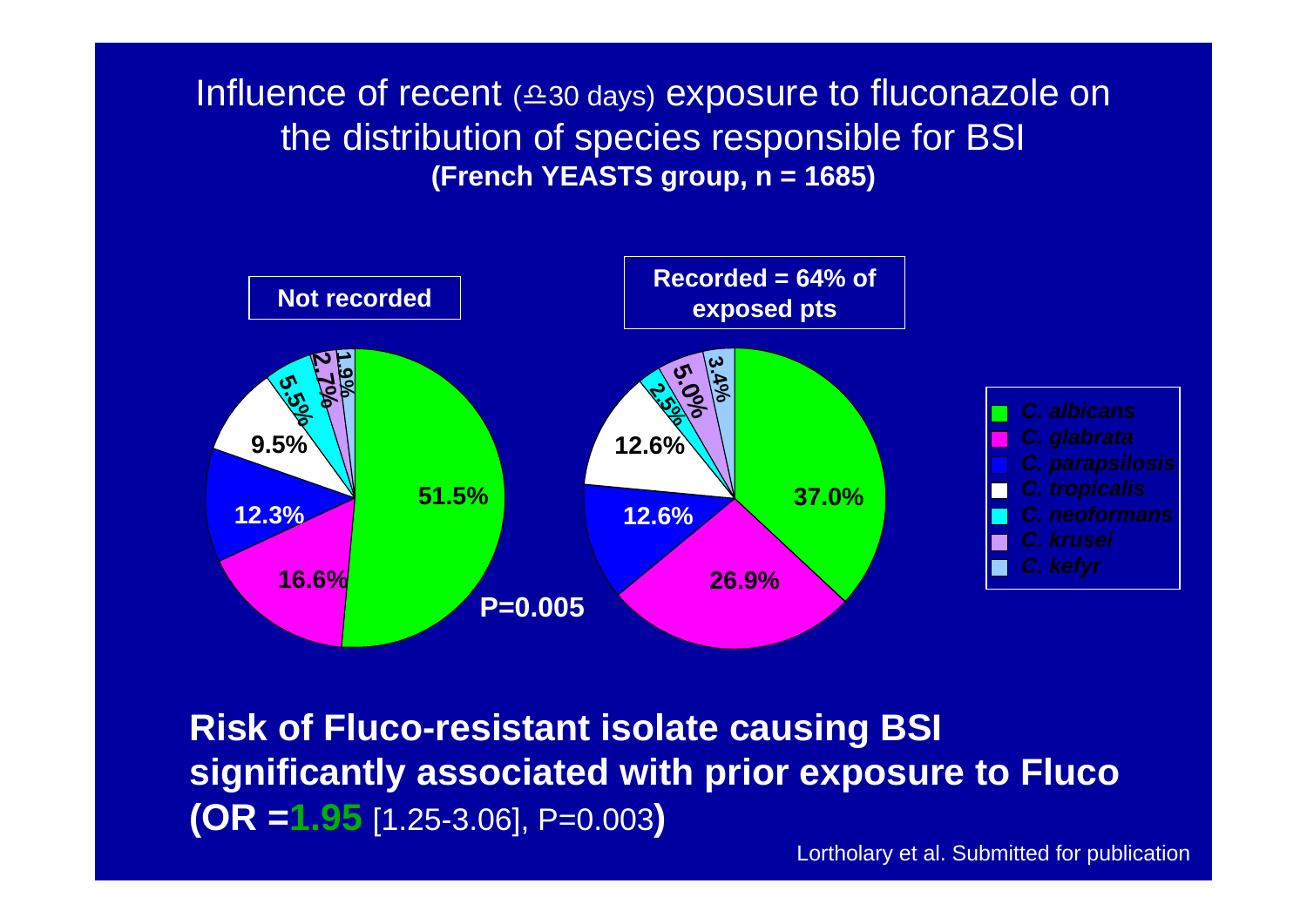# Influence of recent (≤30 days) exposure to fluconazole on the distribution of species responsible for BSI

**(French YEASTS group, n = 1685)**

| Species | Not recorded | Recorded = 64% of exposed pts |
|---|---|---|
| *C. albicans* | 51.5% | 37.0% |
| *C. glabrata* | 16.6% | 26.9% |
| *C. parapsilosis* | 12.3% | 12.6% |
| *C. tropicalis* | 9.5% | 12.6% |
| *C. neoformans* | 5.5% | 2.5% |
| *C. krusei* | 2.7% | 5.0% |
| *C. kefyr* | 1.9% | 3.4% |

P=0.005

**Risk of Fluco-resistant isolate causing BSI significantly associated with prior exposure to Fluco (OR =1.95** [1.25-3.06], P=0.003**)**

Lortholary et al. Submitted for publication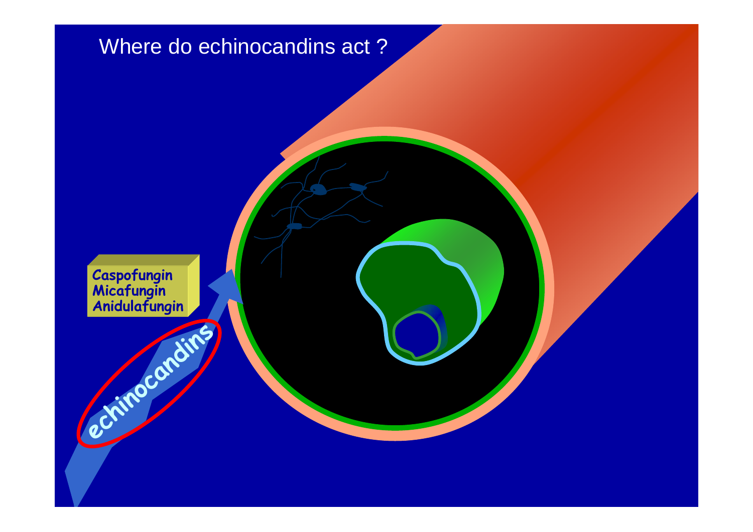# Where do echinocandins act ?

Caspofungin
Micafungin
Anidulafungin

echinocandins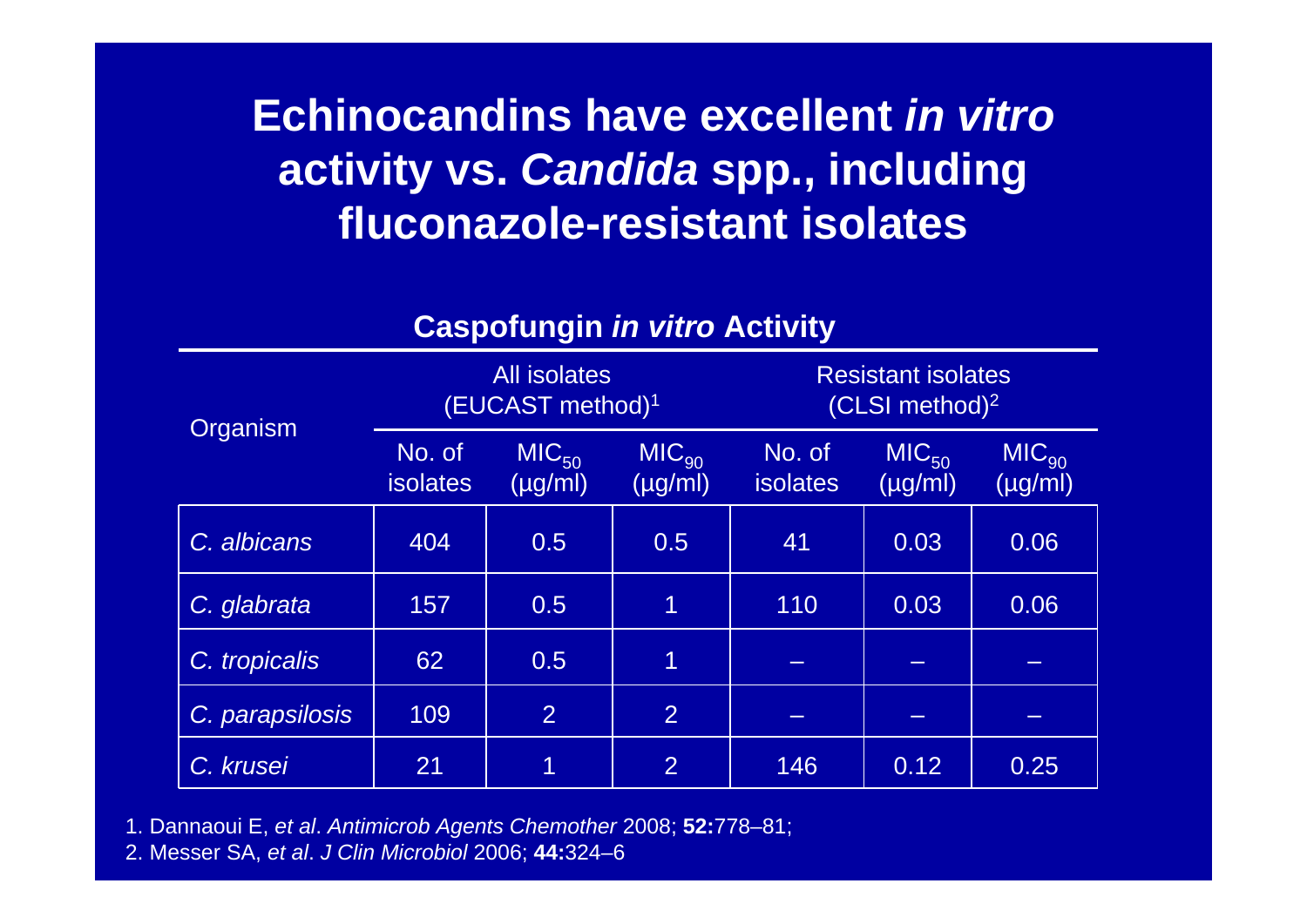# Echinocandins have excellent *in vitro* activity vs. *Candida* spp., including fluconazole-resistant isolates

**Caspofungin *in vitro* Activity**

| Organism | All isolates (EUCAST method)[1] | | | Resistant isolates (CLSI method)[2] | | |
|---|---|---|---|---|---|---|
| | No. of isolates | $MIC_{50}$ (µg/ml) | $MIC_{90}$ (µg/ml) | No. of isolates | $MIC_{50}$ (µg/ml) | $MIC_{90}$ (µg/ml) |
| *C. albicans* | 404 | 0.5 | 0.5 | 41 | 0.03 | 0.06 |
| *C. glabrata* | 157 | 0.5 | 1 | 110 | 0.03 | 0.06 |
| *C. tropicalis* | 62 | 0.5 | 1 | – | – | – |
| *C. parapsilosis* | 109 | 2 | 2 | – | – | – |
| *C. krusei* | 21 | 1 | 2 | 146 | 0.12 | 0.25 |

1. Dannaoui E, *et al*. *Antimicrob Agents Chemother* 2008; **52:**778–81;
2. Messer SA, *et al*. *J Clin Microbiol* 2006; **44:**324–6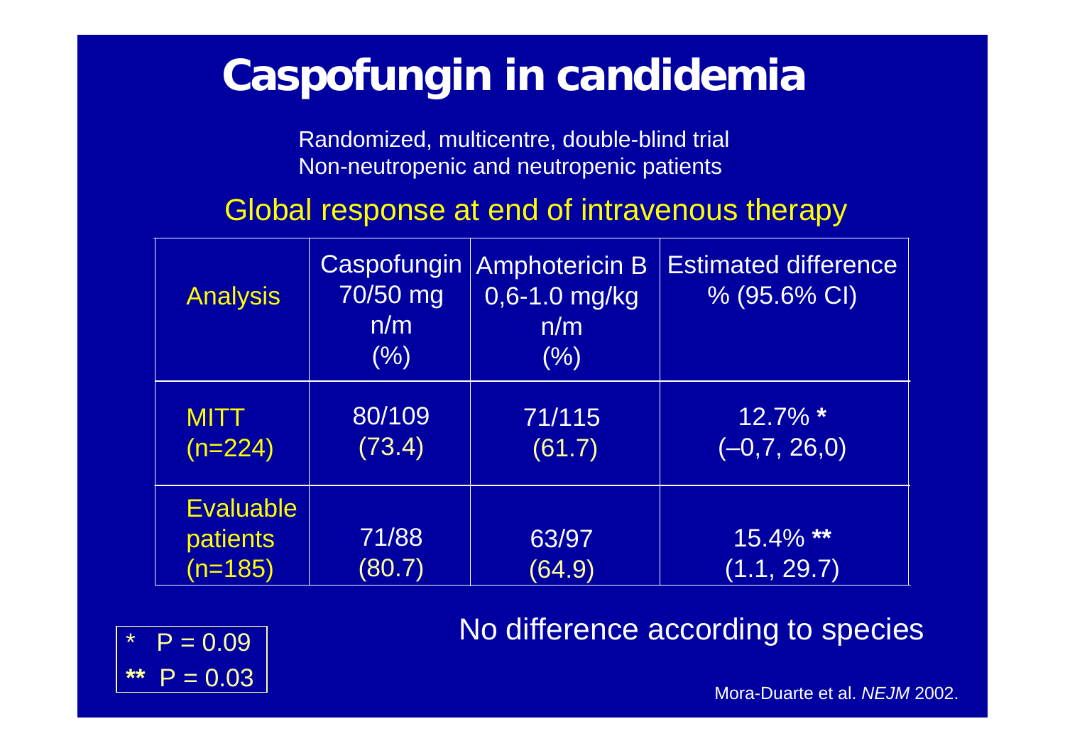# Caspofungin in candidemia

Randomized, multicentre, double-blind trial
Non-neutropenic and neutropenic patients

## Global response at end of intravenous therapy

| Analysis | Caspofungin 70/50 mg n/m (%) | Amphotericin B 0,6-1.0 mg/kg n/m (%) | Estimated difference % (95.6% CI) |
|---|---|---|---|
| MITT (n=224) | 80/109 (73.4) | 71/115 (61.7) | 12.7% **\*** (–0,7, 26,0) |
| Evaluable patients (n=185) | 71/88 (80.7) | 63/97 (64.9) | 15.4% **\*\*** (1.1, 29.7) |

\* P = 0.09
**\*\*** P = 0.03

No difference according to species

Mora-Duarte et al. *NEJM* 2002.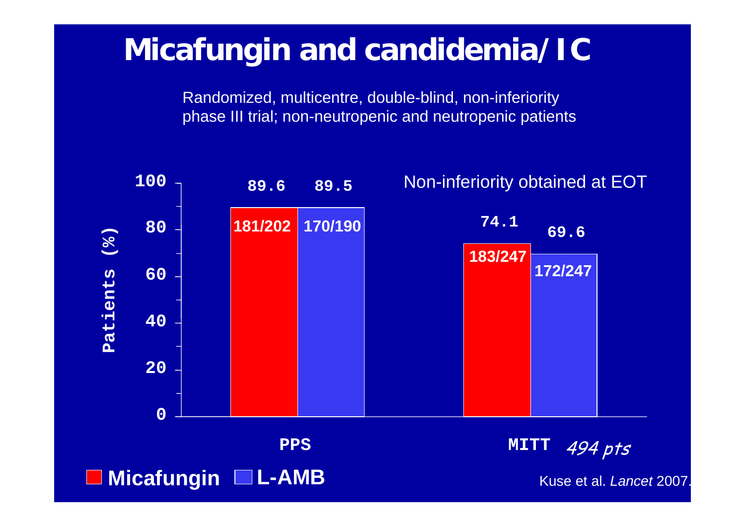# Micafungin and candidemia/IC

Randomized, multicentre, double-blind, non-inferiority phase III trial; non-neutropenic and neutropenic patients

Non-inferiority obtained at EOT

| Patients (%) | Micafungin | L-AMB |
| --- | --- | --- |
| PPS | 89.6 (181/202) | 89.5 (170/190) |
| MITT *494 pts* | 74.1 (183/247) | 69.6 (172/247) |

Kuse et al. *Lancet* 2007.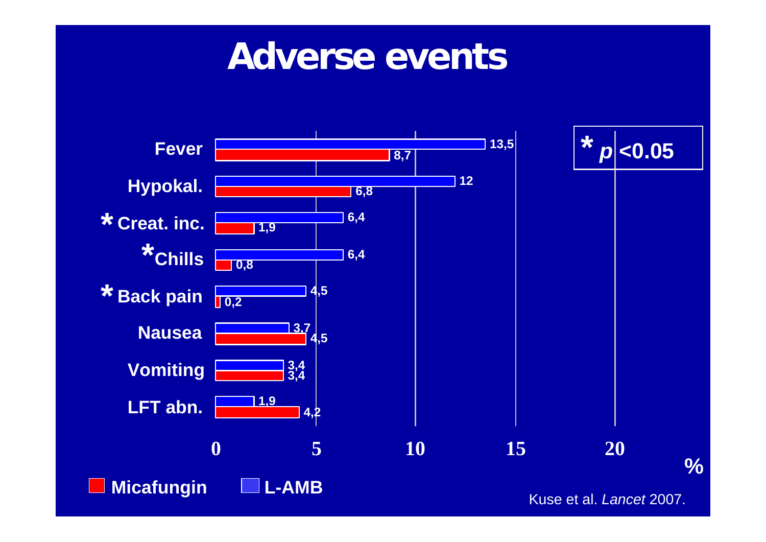# Adverse events

| | Micafungin (%) | L-AMB (%) |
|---|---|---|
| Fever | 8,7 | 13,5 |
| Hypokal. | 6,8 | 12 |
| * Creat. inc. | 1,9 | 6,4 |
| * Chills | 0,8 | 6,4 |
| * Back pain | 0,2 | 4,5 |
| Nausea | 4,5 | 3,7 |
| Vomiting | 3,4 | 3,4 |
| LFT abn. | 4,2 | 1,9 |

* $p < 0.05$

Kuse et al. *Lancet* 2007.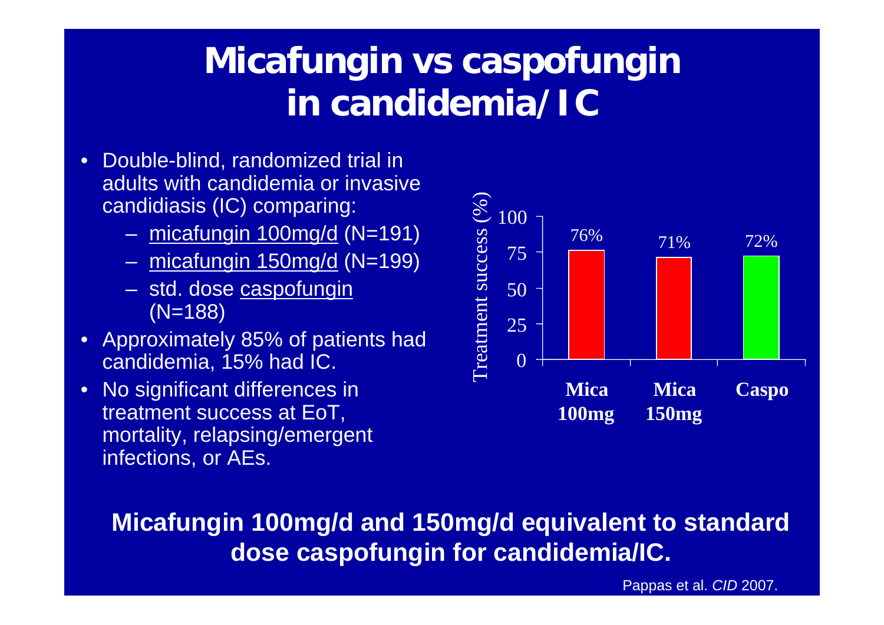# Micafungin vs caspofungin in candidemia/IC

- Double-blind, randomized trial in adults with candidemia or invasive candidiasis (IC) comparing:
  - micafungin 100mg/d (N=191)
  - micafungin 150mg/d (N=199)
  - std. dose caspofungin (N=188)
- Approximately 85% of patients had candidemia, 15% had IC.
- No significant differences in treatment success at EoT, mortality, relapsing/emergent infections, or AEs.

| | Mica 100mg | Mica 150mg | Caspo |
|---|---|---|---|
| Treatment success (%) | 76% | 71% | 72% |

**Micafungin 100mg/d and 150mg/d equivalent to standard dose caspofungin for candidemia/IC.**

Pappas et al. *CID* 2007.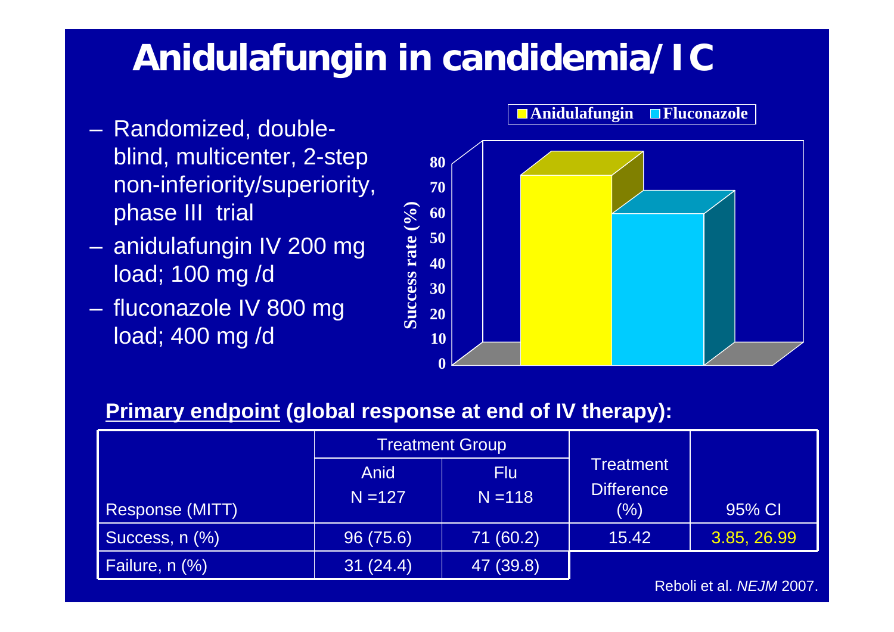# Anidulafungin in candidemia/IC

- Randomized, double-blind, multicenter, 2-step non-inferiority/superiority, phase III trial
- anidulafungin IV 200 mg load; 100 mg /d
- fluconazole IV 800 mg load; 400 mg /d

**Primary endpoint** **(global response at end of IV therapy):**

| Response (MITT) | Treatment Group | | Treatment Difference (%) | 95% CI |
|---|---|---|---|---|
| | Anid N =127 | Flu N =118 | | |
| Success, n (%) | 96 (75.6) | 71 (60.2) | 15.42 | 3.85, 26.99 |
| Failure, n (%) | 31 (24.4) | 47 (39.8) | | |

Reboli et al. *NEJM* 2007.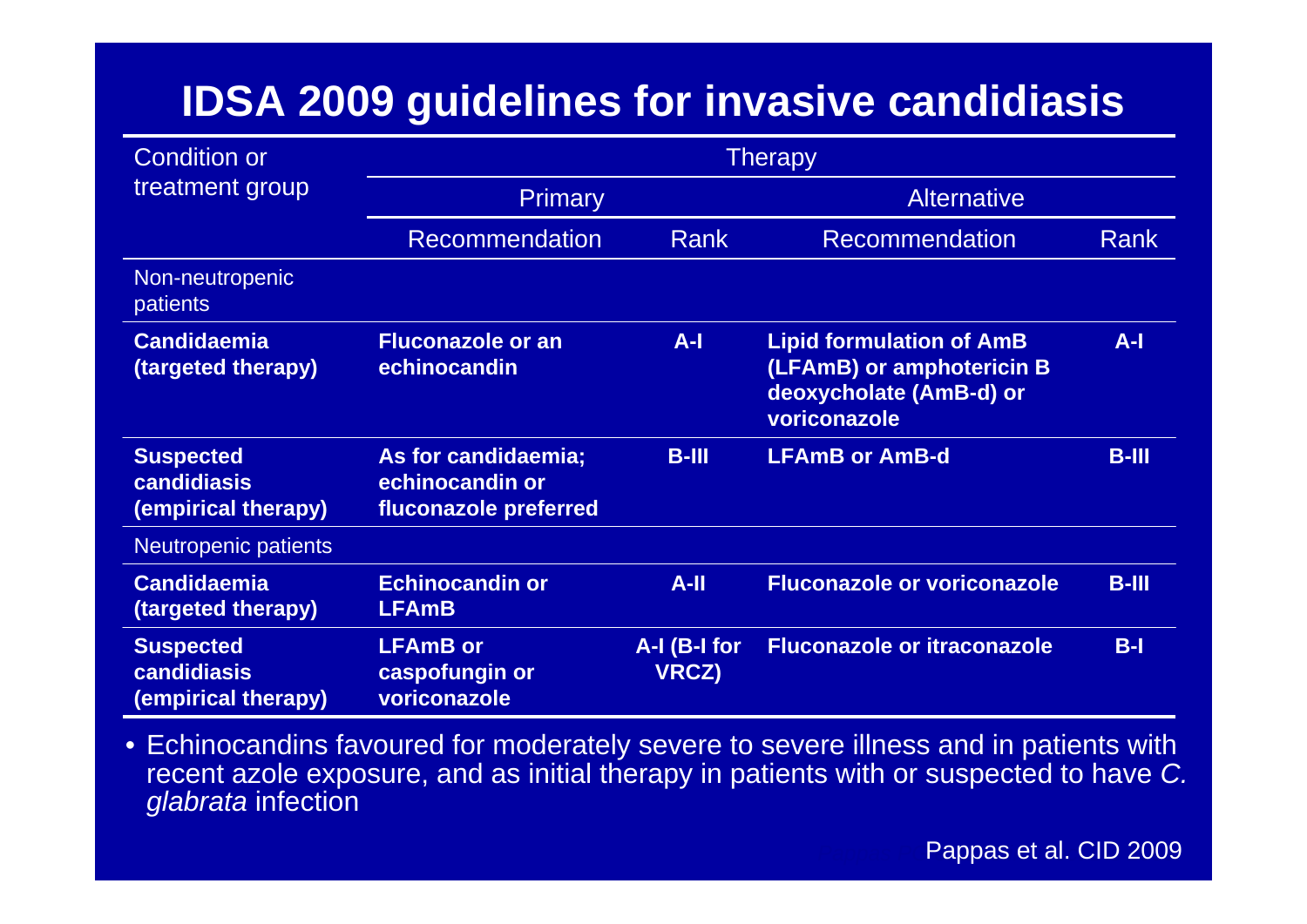# IDSA 2009 guidelines for invasive candidiasis

| Condition or treatment group | Therapy | | | |
|---|---|---|---|---|
| | Primary | | Alternative | |
| | Recommendation | Rank | Recommendation | Rank |
| Non-neutropenic patients | | | | |
| **Candidaemia (targeted therapy)** | **Fluconazole or an echinocandin** | **A-I** | **Lipid formulation of AmB (LFAmB) or amphotericin B deoxycholate (AmB-d) or voriconazole** | **A-I** |
| **Suspected candidiasis (empirical therapy)** | **As for candidaemia; echinocandin or fluconazole preferred** | **B-III** | **LFAmB or AmB-d** | **B-III** |
| Neutropenic patients | | | | |
| **Candidaemia (targeted therapy)** | **Echinocandin or LFAmB** | **A-II** | **Fluconazole or voriconazole** | **B-III** |
| **Suspected candidiasis (empirical therapy)** | **LFAmB or caspofungin or voriconazole** | **A-I (B-I for VRCZ)** | **Fluconazole or itraconazole** | **B-I** |

- Echinocandins favoured for moderately severe to severe illness and in patients with recent azole exposure, and as initial therapy in patients with or suspected to have *C. glabrata* infection

Pappas et al. CID 2009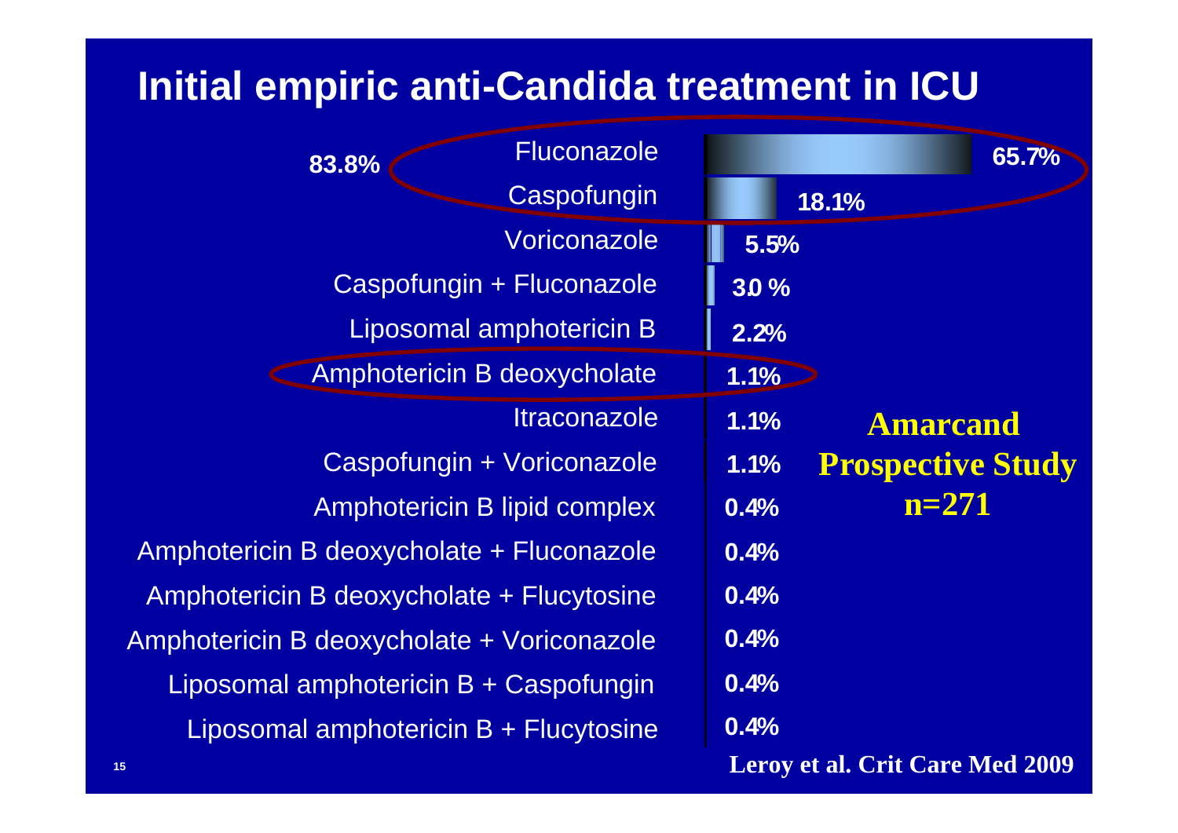# Initial empiric anti-Candida treatment in ICU

| Treatment | % |
| --- | --- |
| Fluconazole | 65.7% |
| Caspofungin | 18.1% |
| Voriconazole | 5.5% |
| Caspofungin + Fluconazole | 3.0 % |
| Liposomal amphotericin B | 2.2% |
| Amphotericin B deoxycholate | 1.1% |
| Itraconazole | 1.1% |
| Caspofungin + Voriconazole | 1.1% |
| Amphotericin B lipid complex | 0.4% |
| Amphotericin B deoxycholate + Fluconazole | 0.4% |
| Amphotericin B deoxycholate + Flucytosine | 0.4% |
| Amphotericin B deoxycholate + Voriconazole | 0.4% |
| Liposomal amphotericin B + Caspofungin | 0.4% |
| Liposomal amphotericin B + Flucytosine | 0.4% |

83.8% (Fluconazole + Caspofungin)

**Amarcand Prospective Study n=271**

**Leroy et al. Crit Care Med 2009**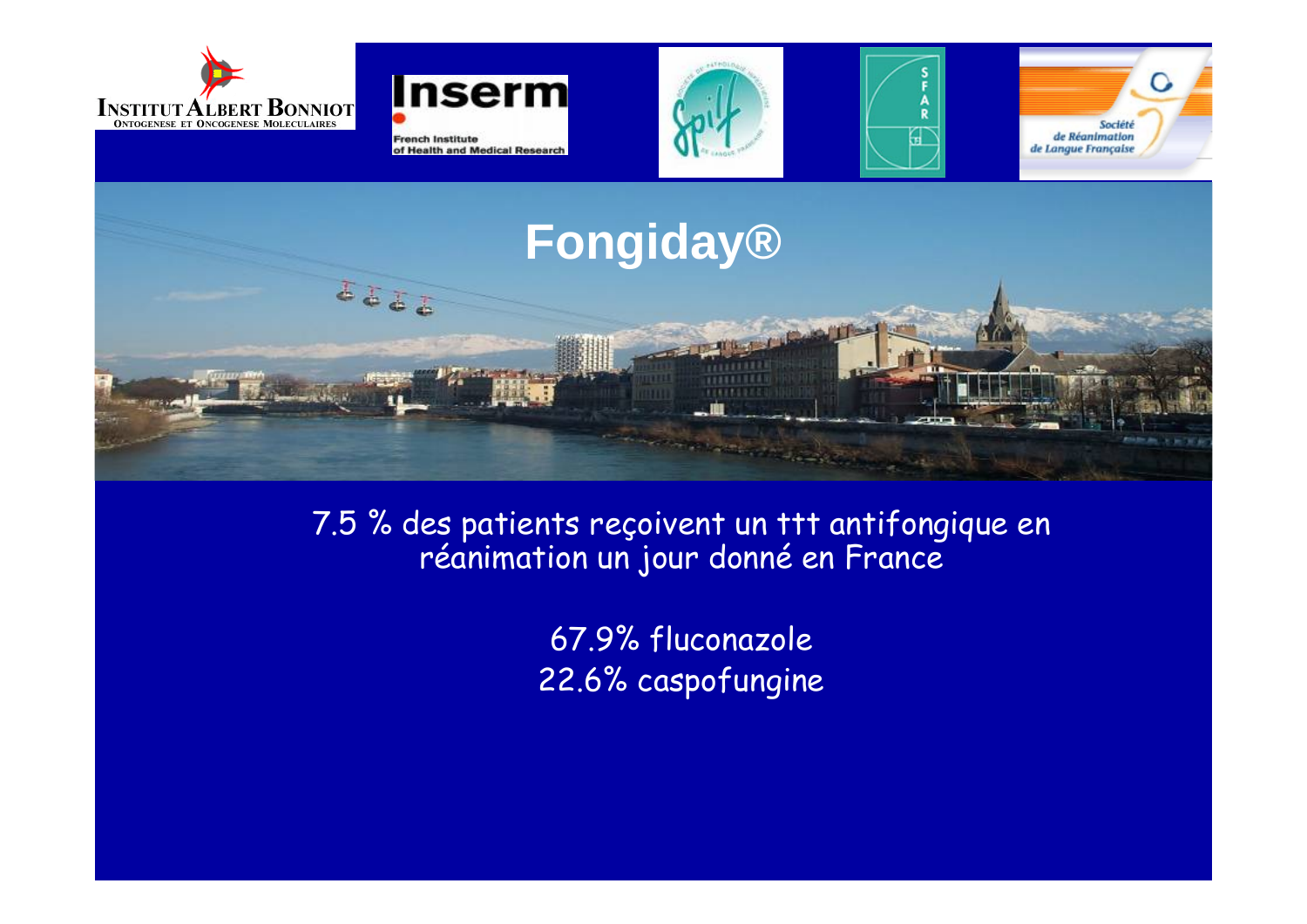# Fongiday®

7.5 % des patients reçoivent un ttt antifongique en réanimation un jour donné en France

67.9% fluconazole
22.6% caspofungine